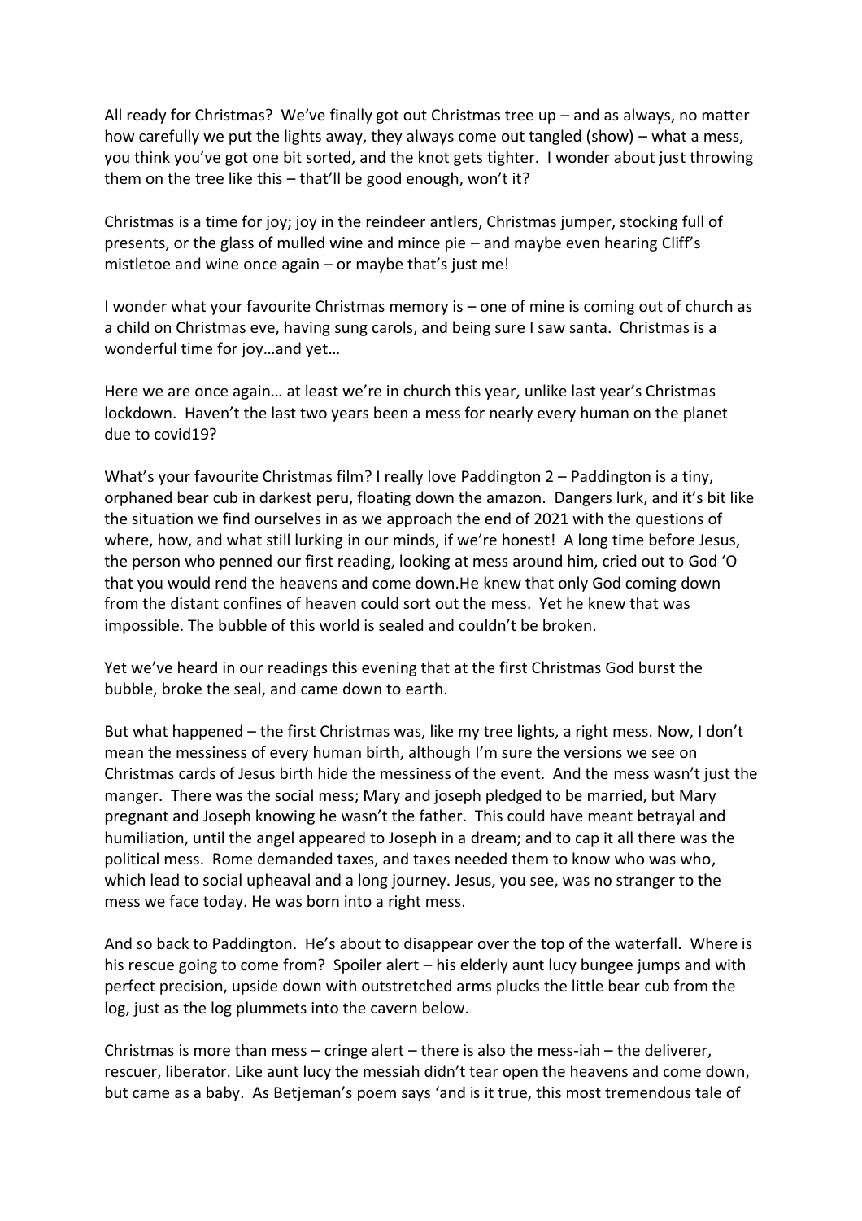All ready for Christmas? We've finally got out Christmas tree up – and as always, no matter how carefully we put the lights away, they always come out tangled (show) – what a mess, you think you've got one bit sorted, and the knot gets tighter. I wonder about just throwing them on the tree like this – that'll be good enough, won't it?

Christmas is a time for joy; joy in the reindeer antlers, Christmas jumper, stocking full of presents, or the glass of mulled wine and mince pie – and maybe even hearing Cliff's mistletoe and wine once again – or maybe that's just me!

I wonder what your favourite Christmas memory is – one of mine is coming out of church as a child on Christmas eve, having sung carols, and being sure I saw santa. Christmas is a wonderful time for joy…and yet…

Here we are once again… at least we're in church this year, unlike last year's Christmas lockdown. Haven't the last two years been a mess for nearly every human on the planet due to covid19?

What's your favourite Christmas film? I really love Paddington 2 – Paddington is a tiny, orphaned bear cub in darkest peru, floating down the amazon. Dangers lurk, and it's bit like the situation we find ourselves in as we approach the end of 2021 with the questions of where, how, and what still lurking in our minds, if we're honest! A long time before Jesus, the person who penned our first reading, looking at mess around him, cried out to God 'O that you would rend the heavens and come down.He knew that only God coming down from the distant confines of heaven could sort out the mess. Yet he knew that was impossible. The bubble of this world is sealed and couldn't be broken.

Yet we've heard in our readings this evening that at the first Christmas God burst the bubble, broke the seal, and came down to earth.

But what happened – the first Christmas was, like my tree lights, a right mess. Now, I don't mean the messiness of every human birth, although I'm sure the versions we see on Christmas cards of Jesus birth hide the messiness of the event. And the mess wasn't just the manger. There was the social mess; Mary and joseph pledged to be married, but Mary pregnant and Joseph knowing he wasn't the father. This could have meant betrayal and humiliation, until the angel appeared to Joseph in a dream; and to cap it all there was the political mess. Rome demanded taxes, and taxes needed them to know who was who, which lead to social upheaval and a long journey. Jesus, you see, was no stranger to the mess we face today. He was born into a right mess.

And so back to Paddington. He's about to disappear over the top of the waterfall. Where is his rescue going to come from? Spoiler alert – his elderly aunt lucy bungee jumps and with perfect precision, upside down with outstretched arms plucks the little bear cub from the log, just as the log plummets into the cavern below.

Christmas is more than mess – cringe alert – there is also the mess-iah – the deliverer, rescuer, liberator. Like aunt lucy the messiah didn't tear open the heavens and come down, but came as a baby. As Betjeman's poem says 'and is it true, this most tremendous tale of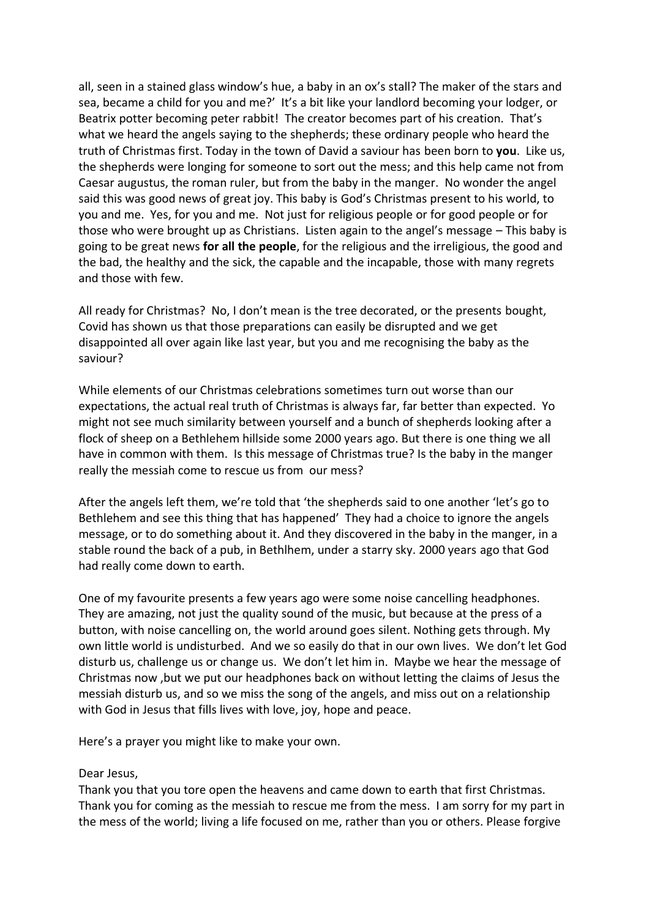all, seen in a stained glass window's hue, a baby in an ox's stall? The maker of the stars and sea, became a child for you and me?' It's a bit like your landlord becoming your lodger, or Beatrix potter becoming peter rabbit! The creator becomes part of his creation. That's what we heard the angels saying to the shepherds; these ordinary people who heard the truth of Christmas first. Today in the town of David a saviour has been born to **you**. Like us, the shepherds were longing for someone to sort out the mess; and this help came not from Caesar augustus, the roman ruler, but from the baby in the manger. No wonder the angel said this was good news of great joy. This baby is God's Christmas present to his world, to you and me. Yes, for you and me. Not just for religious people or for good people or for those who were brought up as Christians. Listen again to the angel's message – This baby is going to be great news **for all the people**, for the religious and the irreligious, the good and the bad, the healthy and the sick, the capable and the incapable, those with many regrets and those with few.

All ready for Christmas? No, I don't mean is the tree decorated, or the presents bought, Covid has shown us that those preparations can easily be disrupted and we get disappointed all over again like last year, but you and me recognising the baby as the saviour?

While elements of our Christmas celebrations sometimes turn out worse than our expectations, the actual real truth of Christmas is always far, far better than expected. Yo might not see much similarity between yourself and a bunch of shepherds looking after a flock of sheep on a Bethlehem hillside some 2000 years ago. But there is one thing we all have in common with them. Is this message of Christmas true? Is the baby in the manger really the messiah come to rescue us from our mess?

After the angels left them, we're told that 'the shepherds said to one another 'let's go to Bethlehem and see this thing that has happened' They had a choice to ignore the angels message, or to do something about it. And they discovered in the baby in the manger, in a stable round the back of a pub, in Bethlhem, under a starry sky. 2000 years ago that God had really come down to earth.

One of my favourite presents a few years ago were some noise cancelling headphones. They are amazing, not just the quality sound of the music, but because at the press of a button, with noise cancelling on, the world around goes silent. Nothing gets through. My own little world is undisturbed. And we so easily do that in our own lives. We don't let God disturb us, challenge us or change us. We don't let him in. Maybe we hear the message of Christmas now ,but we put our headphones back on without letting the claims of Jesus the messiah disturb us, and so we miss the song of the angels, and miss out on a relationship with God in Jesus that fills lives with love, joy, hope and peace.

Here's a prayer you might like to make your own.

Dear Jesus,
Thank you that you tore open the heavens and came down to earth that first Christmas. Thank you for coming as the messiah to rescue me from the mess. I am sorry for my part in the mess of the world; living a life focused on me, rather than you or others. Please forgive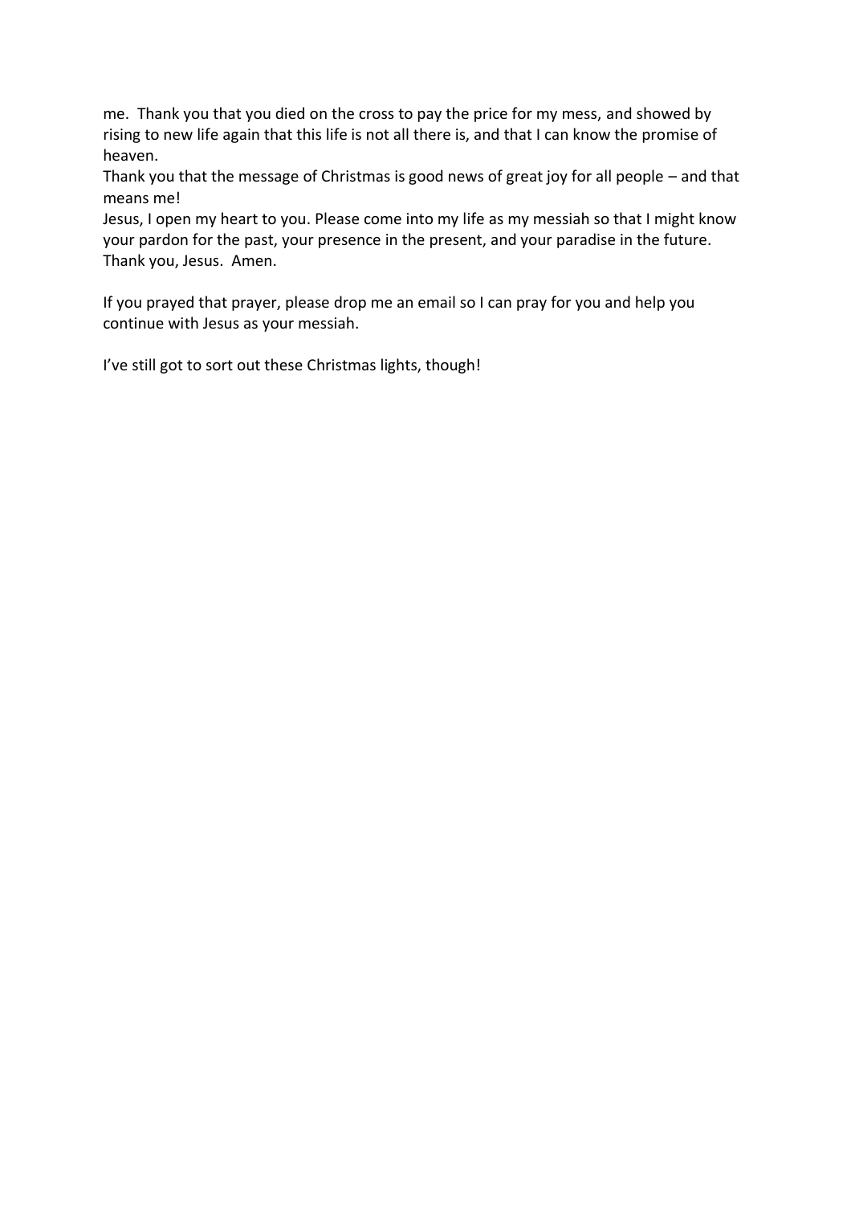me. Thank you that you died on the cross to pay the price for my mess, and showed by rising to new life again that this life is not all there is, and that I can know the promise of heaven.
Thank you that the message of Christmas is good news of great joy for all people – and that means me!
Jesus, I open my heart to you. Please come into my life as my messiah so that I might know your pardon for the past, your presence in the present, and your paradise in the future.
Thank you, Jesus. Amen.

If you prayed that prayer, please drop me an email so I can pray for you and help you continue with Jesus as your messiah.

I've still got to sort out these Christmas lights, though!